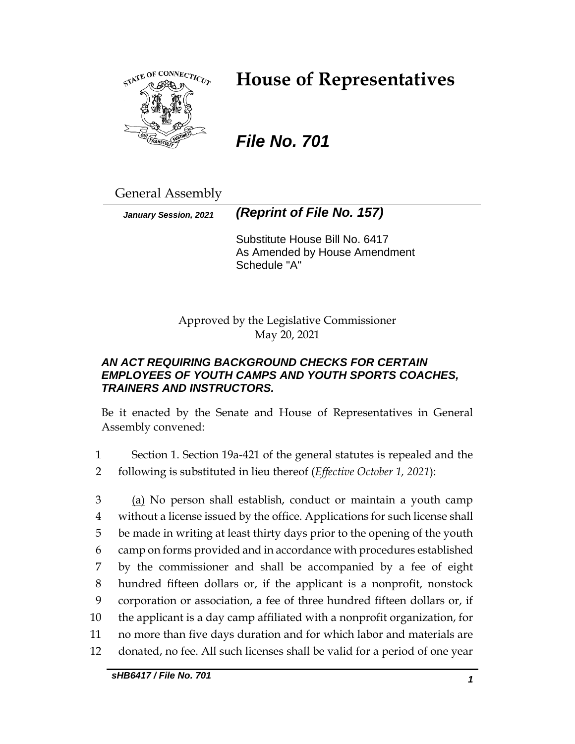# House of Representatives

***File No. 701***

General Assembly

***January Session, 2021*** ***(Reprint of File No. 157)***

Substitute House Bill No. 6417
As Amended by House Amendment Schedule "A"

Approved by the Legislative Commissioner
May 20, 2021

***AN ACT REQUIRING BACKGROUND CHECKS FOR CERTAIN EMPLOYEES OF YOUTH CAMPS AND YOUTH SPORTS COACHES, TRAINERS AND INSTRUCTORS.***

Be it enacted by the Senate and House of Representatives in General Assembly convened:

1 Section 1. Section 19a-421 of the general statutes is repealed and the
2 following is substituted in lieu thereof (*Effective October 1, 2021*):

3 (a) No person shall establish, conduct or maintain a youth camp
4 without a license issued by the office. Applications for such license shall
5 be made in writing at least thirty days prior to the opening of the youth
6 camp on forms provided and in accordance with procedures established
7 by the commissioner and shall be accompanied by a fee of eight
8 hundred fifteen dollars or, if the applicant is a nonprofit, nonstock
9 corporation or association, a fee of three hundred fifteen dollars or, if
10 the applicant is a day camp affiliated with a nonprofit organization, for
11 no more than five days duration and for which labor and materials are
12 donated, no fee. All such licenses shall be valid for a period of one year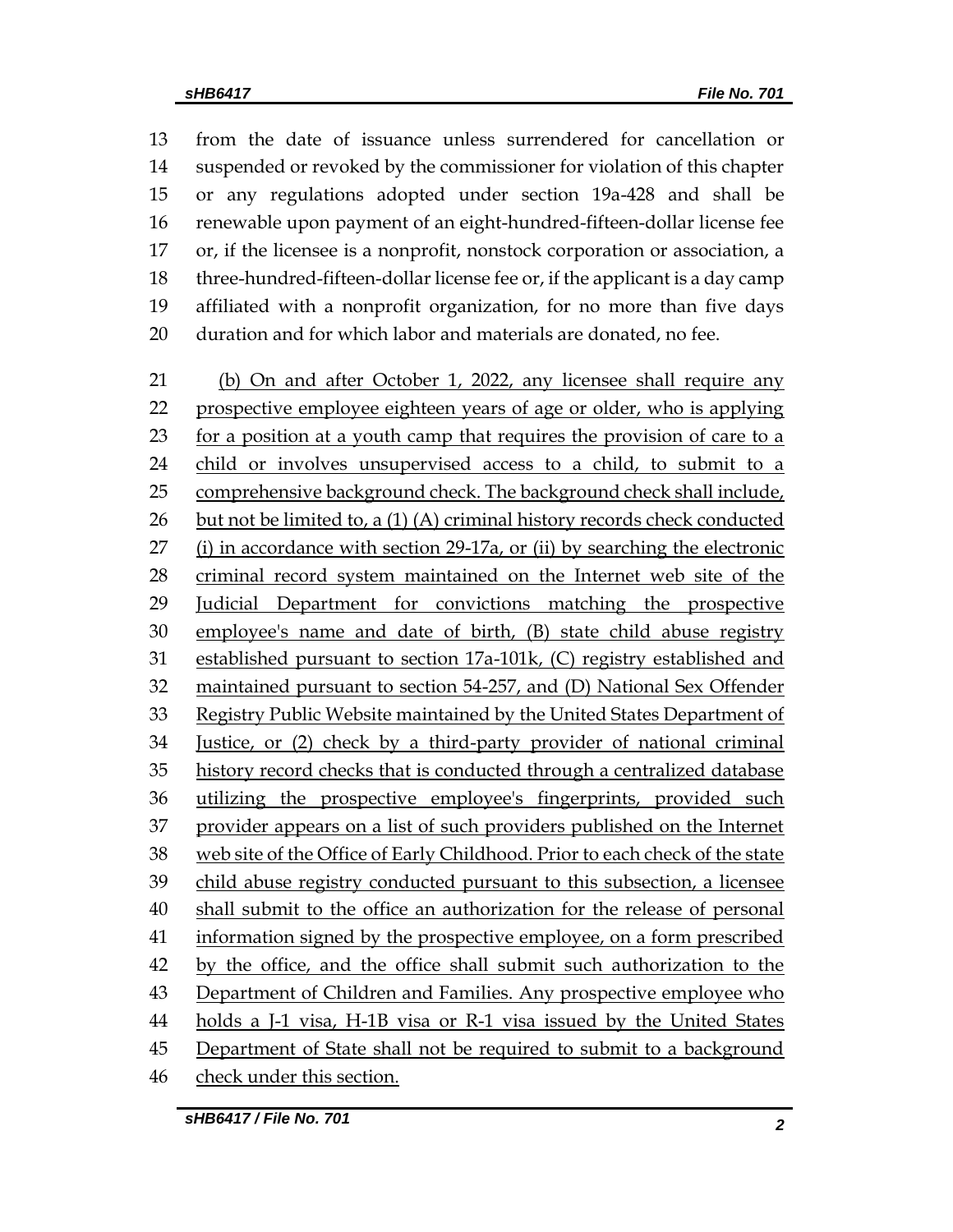from the date of issuance unless surrendered for cancellation or suspended or revoked by the commissioner for violation of this chapter or any regulations adopted under section 19a-428 and shall be renewable upon payment of an eight-hundred-fifteen-dollar license fee or, if the licensee is a nonprofit, nonstock corporation or association, a three-hundred-fifteen-dollar license fee or, if the applicant is a day camp affiliated with a nonprofit organization, for no more than five days duration and for which labor and materials are donated, no fee.

(b) On and after October 1, 2022, any licensee shall require any prospective employee eighteen years of age or older, who is applying for a position at a youth camp that requires the provision of care to a child or involves unsupervised access to a child, to submit to a comprehensive background check. The background check shall include, but not be limited to, a (1) (A) criminal history records check conducted (i) in accordance with section 29-17a, or (ii) by searching the electronic criminal record system maintained on the Internet web site of the Judicial Department for convictions matching the prospective employee's name and date of birth, (B) state child abuse registry established pursuant to section 17a-101k, (C) registry established and maintained pursuant to section 54-257, and (D) National Sex Offender Registry Public Website maintained by the United States Department of Justice, or (2) check by a third-party provider of national criminal history record checks that is conducted through a centralized database utilizing the prospective employee's fingerprints, provided such provider appears on a list of such providers published on the Internet web site of the Office of Early Childhood. Prior to each check of the state child abuse registry conducted pursuant to this subsection, a licensee shall submit to the office an authorization for the release of personal information signed by the prospective employee, on a form prescribed by the office, and the office shall submit such authorization to the Department of Children and Families. Any prospective employee who holds a J-1 visa, H-1B visa or R-1 visa issued by the United States Department of State shall not be required to submit to a background check under this section.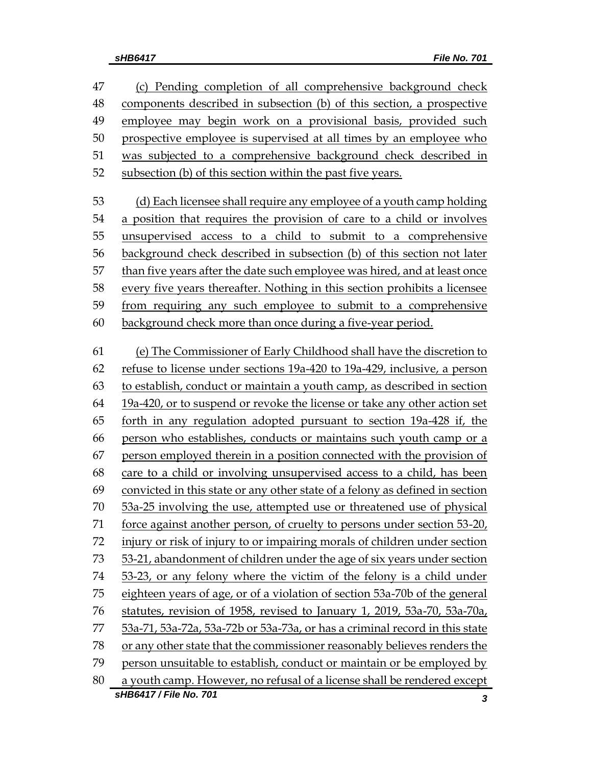(c) Pending completion of all comprehensive background check components described in subsection (b) of this section, a prospective employee may begin work on a provisional basis, provided such prospective employee is supervised at all times by an employee who was subjected to a comprehensive background check described in subsection (b) of this section within the past five years.

(d) Each licensee shall require any employee of a youth camp holding a position that requires the provision of care to a child or involves unsupervised access to a child to submit to a comprehensive background check described in subsection (b) of this section not later than five years after the date such employee was hired, and at least once every five years thereafter. Nothing in this section prohibits a licensee from requiring any such employee to submit to a comprehensive background check more than once during a five-year period.

(e) The Commissioner of Early Childhood shall have the discretion to refuse to license under sections 19a-420 to 19a-429, inclusive, a person to establish, conduct or maintain a youth camp, as described in section 19a-420, or to suspend or revoke the license or take any other action set forth in any regulation adopted pursuant to section 19a-428 if, the person who establishes, conducts or maintains such youth camp or a person employed therein in a position connected with the provision of care to a child or involving unsupervised access to a child, has been convicted in this state or any other state of a felony as defined in section 53a-25 involving the use, attempted use or threatened use of physical force against another person, of cruelty to persons under section 53-20, injury or risk of injury to or impairing morals of children under section 53-21, abandonment of children under the age of six years under section 53-23, or any felony where the victim of the felony is a child under eighteen years of age, or of a violation of section 53a-70b of the general statutes, revision of 1958, revised to January 1, 2019, 53a-70, 53a-70a, 53a-71, 53a-72a, 53a-72b or 53a-73a, or has a criminal record in this state or any other state that the commissioner reasonably believes renders the person unsuitable to establish, conduct or maintain or be employed by a youth camp. However, no refusal of a license shall be rendered except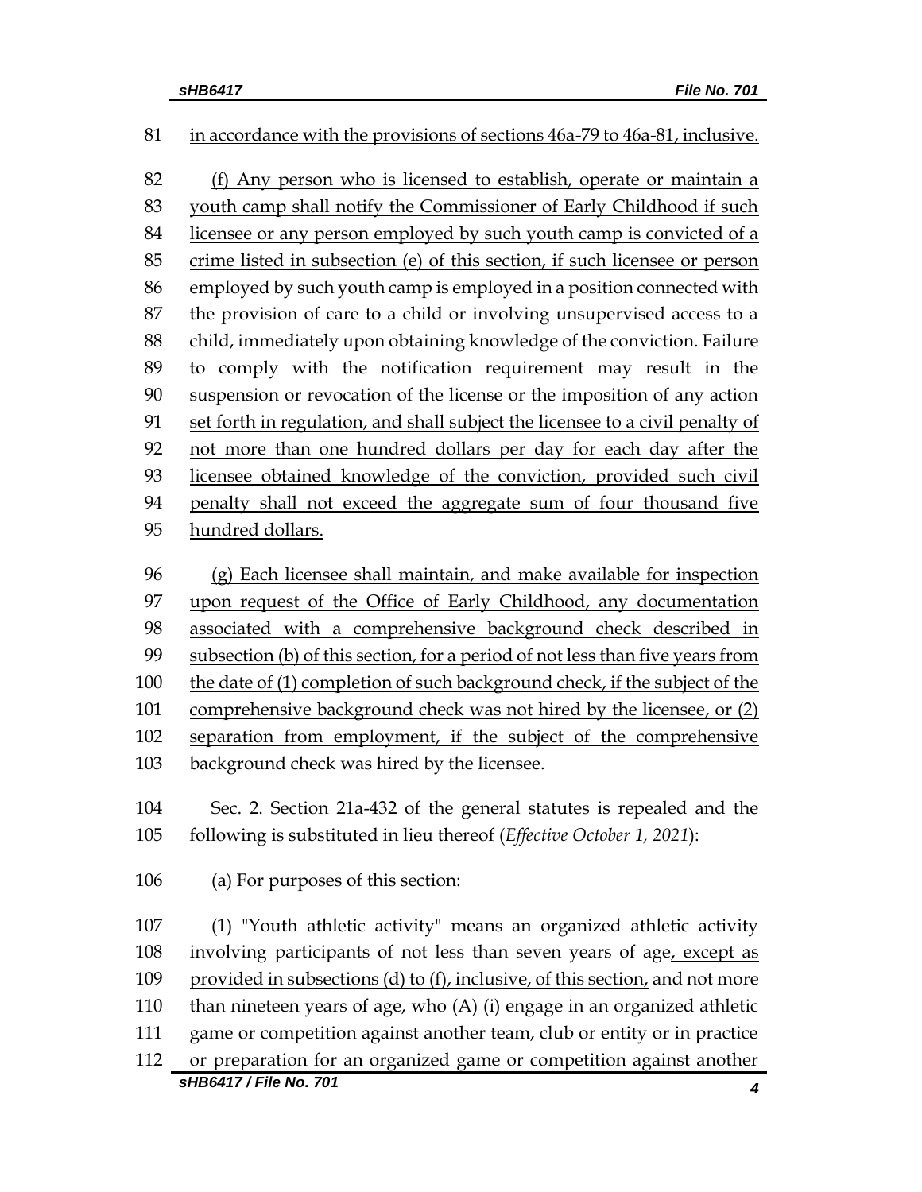in accordance with the provisions of sections 46a-79 to 46a-81, inclusive.

(f) Any person who is licensed to establish, operate or maintain a youth camp shall notify the Commissioner of Early Childhood if such licensee or any person employed by such youth camp is convicted of a crime listed in subsection (e) of this section, if such licensee or person employed by such youth camp is employed in a position connected with the provision of care to a child or involving unsupervised access to a child, immediately upon obtaining knowledge of the conviction. Failure to comply with the notification requirement may result in the suspension or revocation of the license or the imposition of any action set forth in regulation, and shall subject the licensee to a civil penalty of not more than one hundred dollars per day for each day after the licensee obtained knowledge of the conviction, provided such civil penalty shall not exceed the aggregate sum of four thousand five hundred dollars.

(g) Each licensee shall maintain, and make available for inspection upon request of the Office of Early Childhood, any documentation associated with a comprehensive background check described in subsection (b) of this section, for a period of not less than five years from the date of (1) completion of such background check, if the subject of the comprehensive background check was not hired by the licensee, or (2) separation from employment, if the subject of the comprehensive background check was hired by the licensee.

Sec. 2. Section 21a-432 of the general statutes is repealed and the following is substituted in lieu thereof (*Effective October 1, 2021*):

(a) For purposes of this section:

(1) "Youth athletic activity" means an organized athletic activity involving participants of not less than seven years of age, except as provided in subsections (d) to (f), inclusive, of this section, and not more than nineteen years of age, who (A) (i) engage in an organized athletic game or competition against another team, club or entity or in practice or preparation for an organized game or competition against another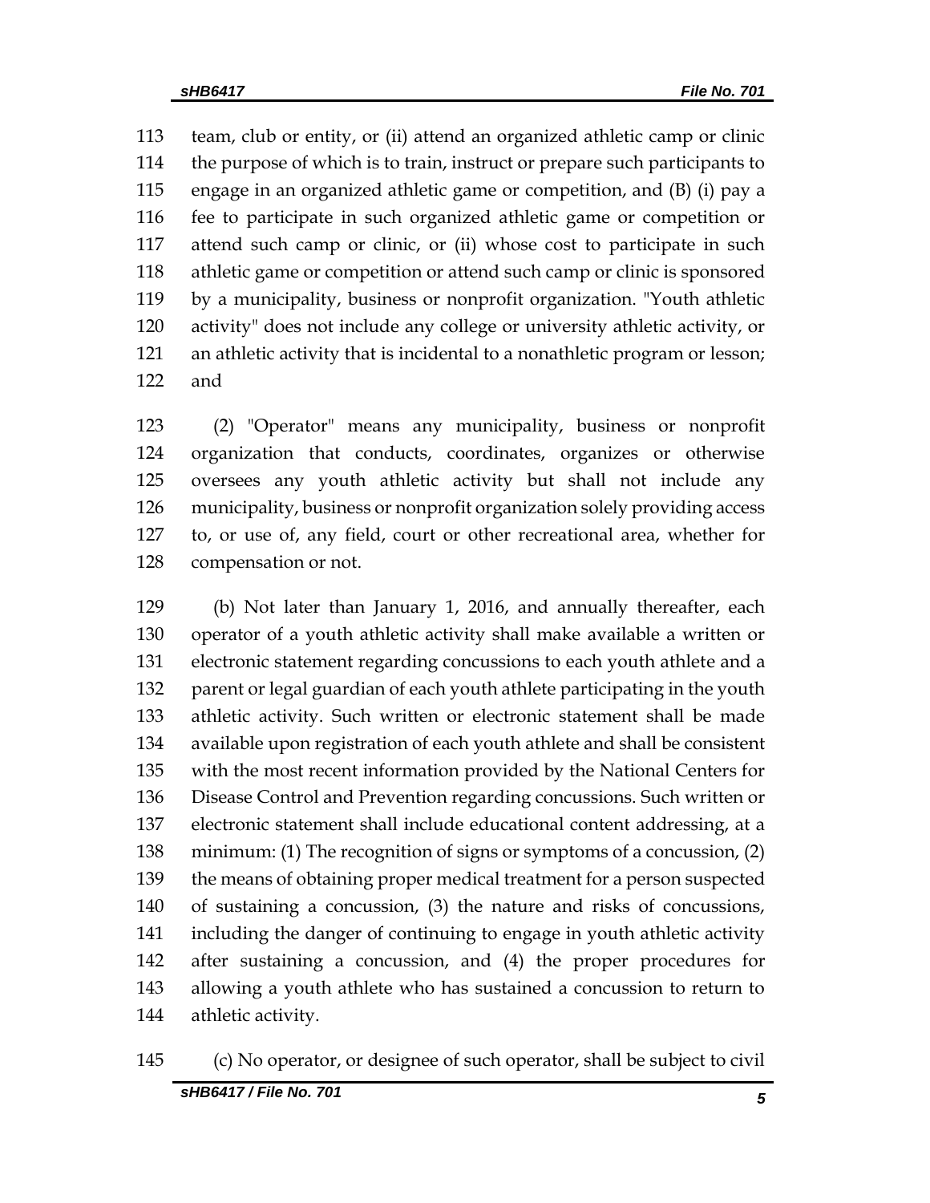team, club or entity, or (ii) attend an organized athletic camp or clinic the purpose of which is to train, instruct or prepare such participants to engage in an organized athletic game or competition, and (B) (i) pay a fee to participate in such organized athletic game or competition or attend such camp or clinic, or (ii) whose cost to participate in such athletic game or competition or attend such camp or clinic is sponsored by a municipality, business or nonprofit organization. "Youth athletic activity" does not include any college or university athletic activity, or an athletic activity that is incidental to a nonathletic program or lesson; and

(2) "Operator" means any municipality, business or nonprofit organization that conducts, coordinates, organizes or otherwise oversees any youth athletic activity but shall not include any municipality, business or nonprofit organization solely providing access to, or use of, any field, court or other recreational area, whether for compensation or not.

(b) Not later than January 1, 2016, and annually thereafter, each operator of a youth athletic activity shall make available a written or electronic statement regarding concussions to each youth athlete and a parent or legal guardian of each youth athlete participating in the youth athletic activity. Such written or electronic statement shall be made available upon registration of each youth athlete and shall be consistent with the most recent information provided by the National Centers for Disease Control and Prevention regarding concussions. Such written or electronic statement shall include educational content addressing, at a minimum: (1) The recognition of signs or symptoms of a concussion, (2) the means of obtaining proper medical treatment for a person suspected of sustaining a concussion, (3) the nature and risks of concussions, including the danger of continuing to engage in youth athletic activity after sustaining a concussion, and (4) the proper procedures for allowing a youth athlete who has sustained a concussion to return to athletic activity.

(c) No operator, or designee of such operator, shall be subject to civil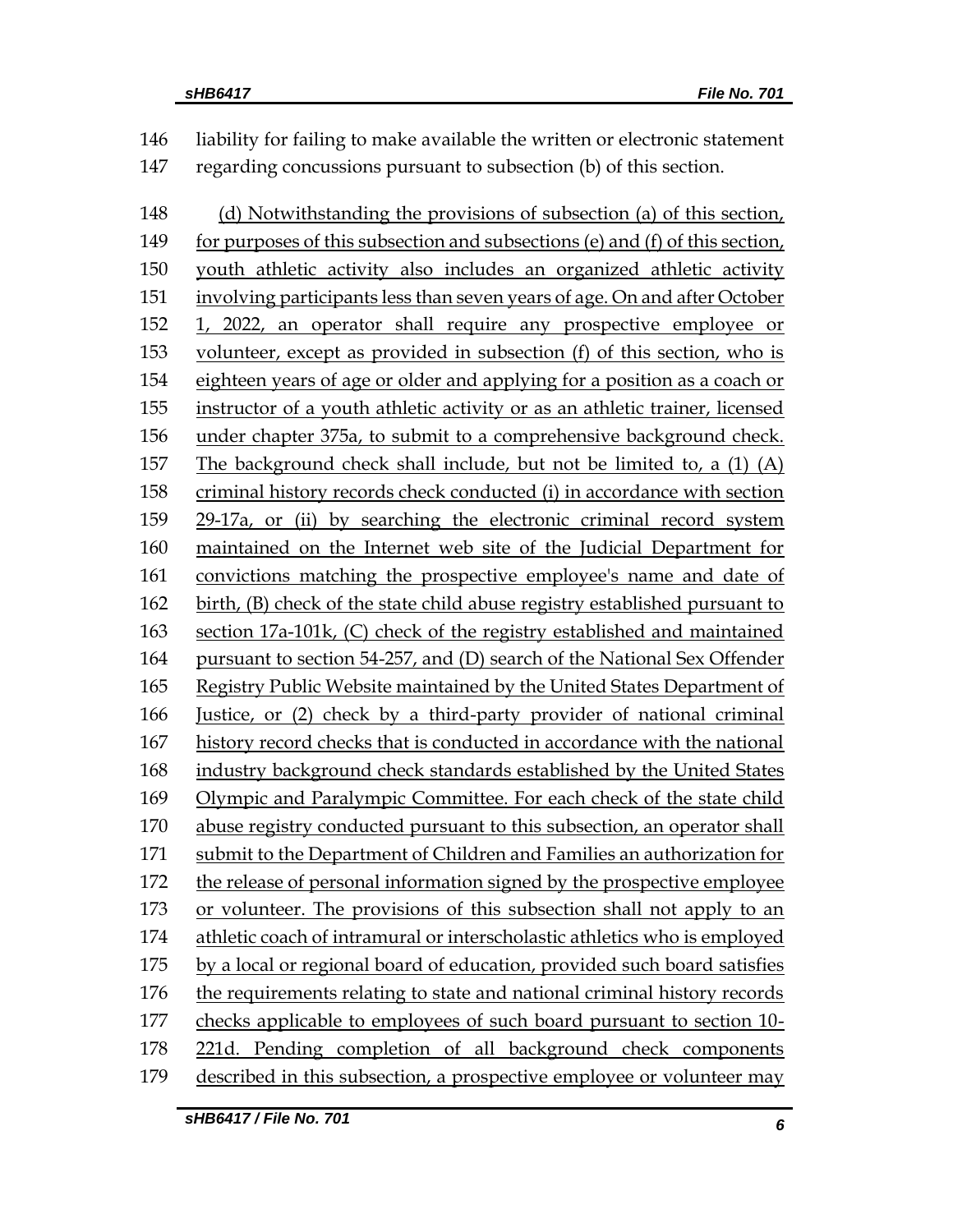liability for failing to make available the written or electronic statement regarding concussions pursuant to subsection (b) of this section.

(d) Notwithstanding the provisions of subsection (a) of this section, for purposes of this subsection and subsections (e) and (f) of this section, youth athletic activity also includes an organized athletic activity involving participants less than seven years of age. On and after October 1, 2022, an operator shall require any prospective employee or volunteer, except as provided in subsection (f) of this section, who is eighteen years of age or older and applying for a position as a coach or instructor of a youth athletic activity or as an athletic trainer, licensed under chapter 375a, to submit to a comprehensive background check. The background check shall include, but not be limited to, a (1) (A) criminal history records check conducted (i) in accordance with section 29-17a, or (ii) by searching the electronic criminal record system maintained on the Internet web site of the Judicial Department for convictions matching the prospective employee's name and date of birth, (B) check of the state child abuse registry established pursuant to section 17a-101k, (C) check of the registry established and maintained pursuant to section 54-257, and (D) search of the National Sex Offender Registry Public Website maintained by the United States Department of Justice, or (2) check by a third-party provider of national criminal history record checks that is conducted in accordance with the national industry background check standards established by the United States Olympic and Paralympic Committee. For each check of the state child abuse registry conducted pursuant to this subsection, an operator shall submit to the Department of Children and Families an authorization for the release of personal information signed by the prospective employee or volunteer. The provisions of this subsection shall not apply to an athletic coach of intramural or interscholastic athletics who is employed by a local or regional board of education, provided such board satisfies the requirements relating to state and national criminal history records checks applicable to employees of such board pursuant to section 10-221d. Pending completion of all background check components described in this subsection, a prospective employee or volunteer may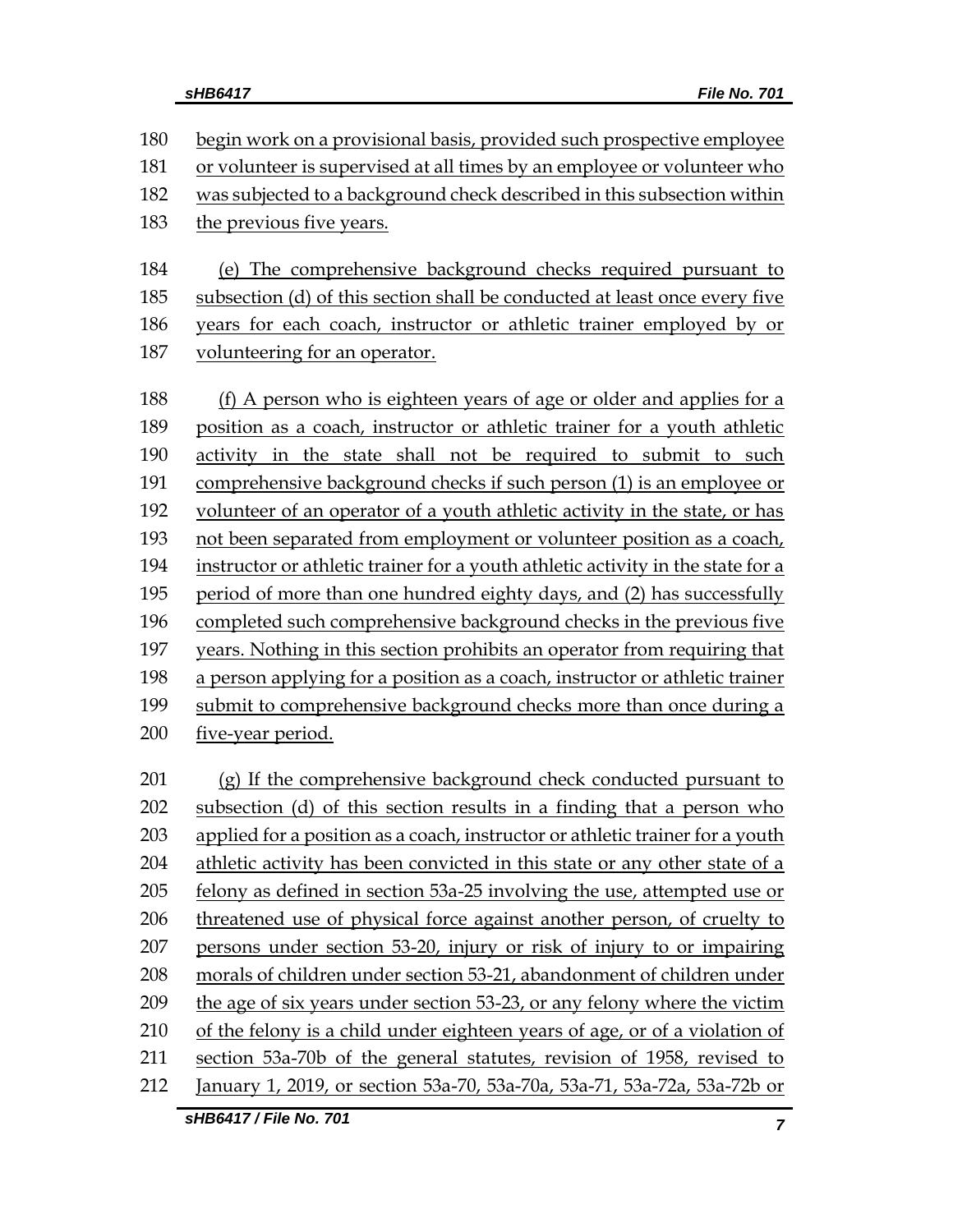begin work on a provisional basis, provided such prospective employee or volunteer is supervised at all times by an employee or volunteer who was subjected to a background check described in this subsection within the previous five years.

(e) The comprehensive background checks required pursuant to subsection (d) of this section shall be conducted at least once every five years for each coach, instructor or athletic trainer employed by or volunteering for an operator.

(f) A person who is eighteen years of age or older and applies for a position as a coach, instructor or athletic trainer for a youth athletic activity in the state shall not be required to submit to such comprehensive background checks if such person (1) is an employee or volunteer of an operator of a youth athletic activity in the state, or has not been separated from employment or volunteer position as a coach, instructor or athletic trainer for a youth athletic activity in the state for a period of more than one hundred eighty days, and (2) has successfully completed such comprehensive background checks in the previous five years. Nothing in this section prohibits an operator from requiring that a person applying for a position as a coach, instructor or athletic trainer submit to comprehensive background checks more than once during a five-year period.

(g) If the comprehensive background check conducted pursuant to subsection (d) of this section results in a finding that a person who applied for a position as a coach, instructor or athletic trainer for a youth athletic activity has been convicted in this state or any other state of a felony as defined in section 53a-25 involving the use, attempted use or threatened use of physical force against another person, of cruelty to persons under section 53-20, injury or risk of injury to or impairing morals of children under section 53-21, abandonment of children under the age of six years under section 53-23, or any felony where the victim of the felony is a child under eighteen years of age, or of a violation of section 53a-70b of the general statutes, revision of 1958, revised to January 1, 2019, or section 53a-70, 53a-70a, 53a-71, 53a-72a, 53a-72b or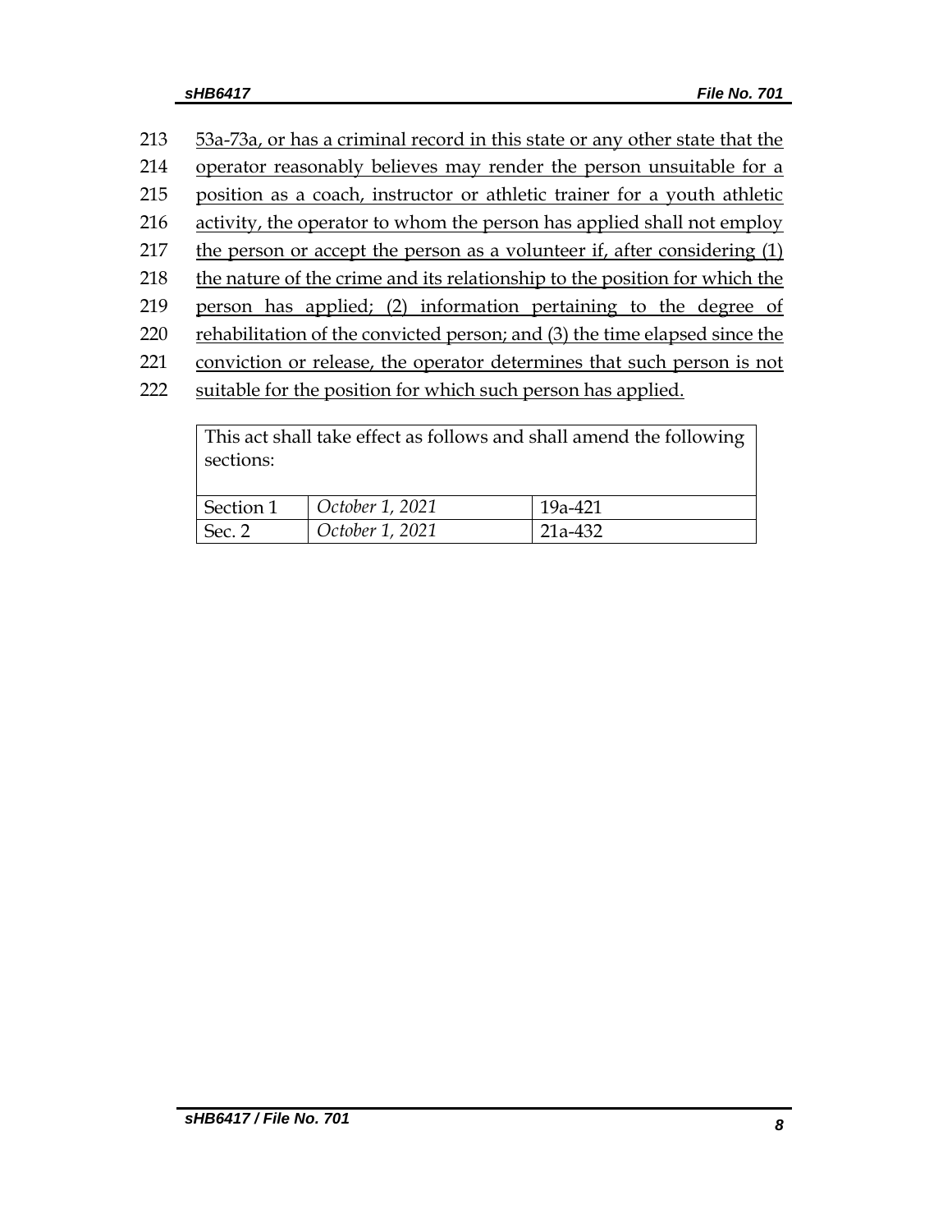213 53a-73a, or has a criminal record in this state or any other state that the
214 operator reasonably believes may render the person unsuitable for a
215 position as a coach, instructor or athletic trainer for a youth athletic
216 activity, the operator to whom the person has applied shall not employ
217 the person or accept the person as a volunteer if, after considering (1)
218 the nature of the crime and its relationship to the position for which the
219 person has applied; (2) information pertaining to the degree of
220 rehabilitation of the convicted person; and (3) the time elapsed since the
221 conviction or release, the operator determines that such person is not
222 suitable for the position for which such person has applied.

| This act shall take effect as follows and shall amend the following sections: | | |
|---|---|---|
| Section 1 | *October 1, 2021* | 19a-421 |
| Sec. 2 | *October 1, 2021* | 21a-432 |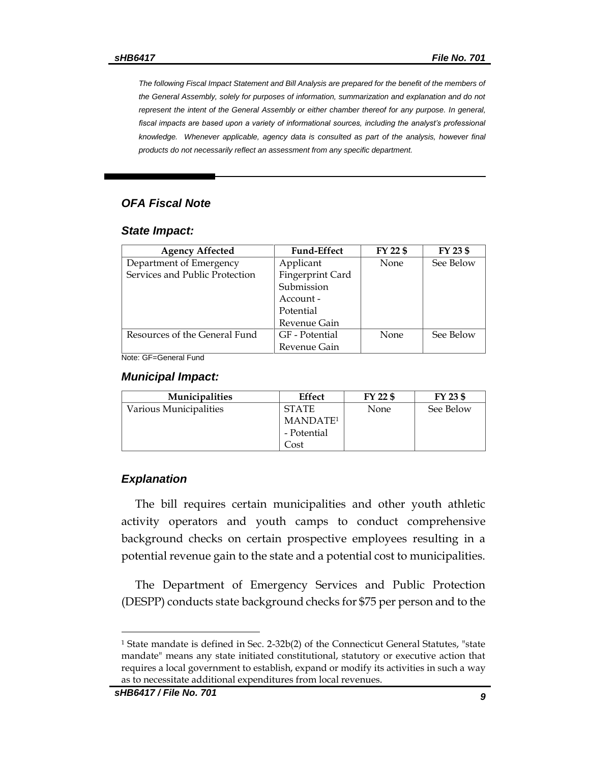*The following Fiscal Impact Statement and Bill Analysis are prepared for the benefit of the members of the General Assembly, solely for purposes of information, summarization and explanation and do not represent the intent of the General Assembly or either chamber thereof for any purpose. In general, fiscal impacts are based upon a variety of informational sources, including the analyst's professional knowledge. Whenever applicable, agency data is consulted as part of the analysis, however final products do not necessarily reflect an assessment from any specific department.*

---

## *OFA Fiscal Note*

### *State Impact:*

| Agency Affected | Fund-Effect | FY 22 $ | FY 23 $ |
|---|---|---|---|
| Department of Emergency Services and Public Protection | Applicant Fingerprint Card Submission Account - Potential Revenue Gain | None | See Below |
| Resources of the General Fund | GF - Potential Revenue Gain | None | See Below |

Note: GF=General Fund

### *Municipal Impact:*

| Municipalities | Effect | FY 22 $ | FY 23 $ |
|---|---|---|---|
| Various Municipalities | STATE MANDATE[1] - Potential Cost | None | See Below |

### *Explanation*

The bill requires certain municipalities and other youth athletic activity operators and youth camps to conduct comprehensive background checks on certain prospective employees resulting in a potential revenue gain to the state and a potential cost to municipalities.

The Department of Emergency Services and Public Protection (DESPP) conducts state background checks for $75 per person and to the

---

[1] State mandate is defined in Sec. 2-32b(2) of the Connecticut General Statutes, "state mandate" means any state initiated constitutional, statutory or executive action that requires a local government to establish, expand or modify its activities in such a way as to necessitate additional expenditures from local revenues.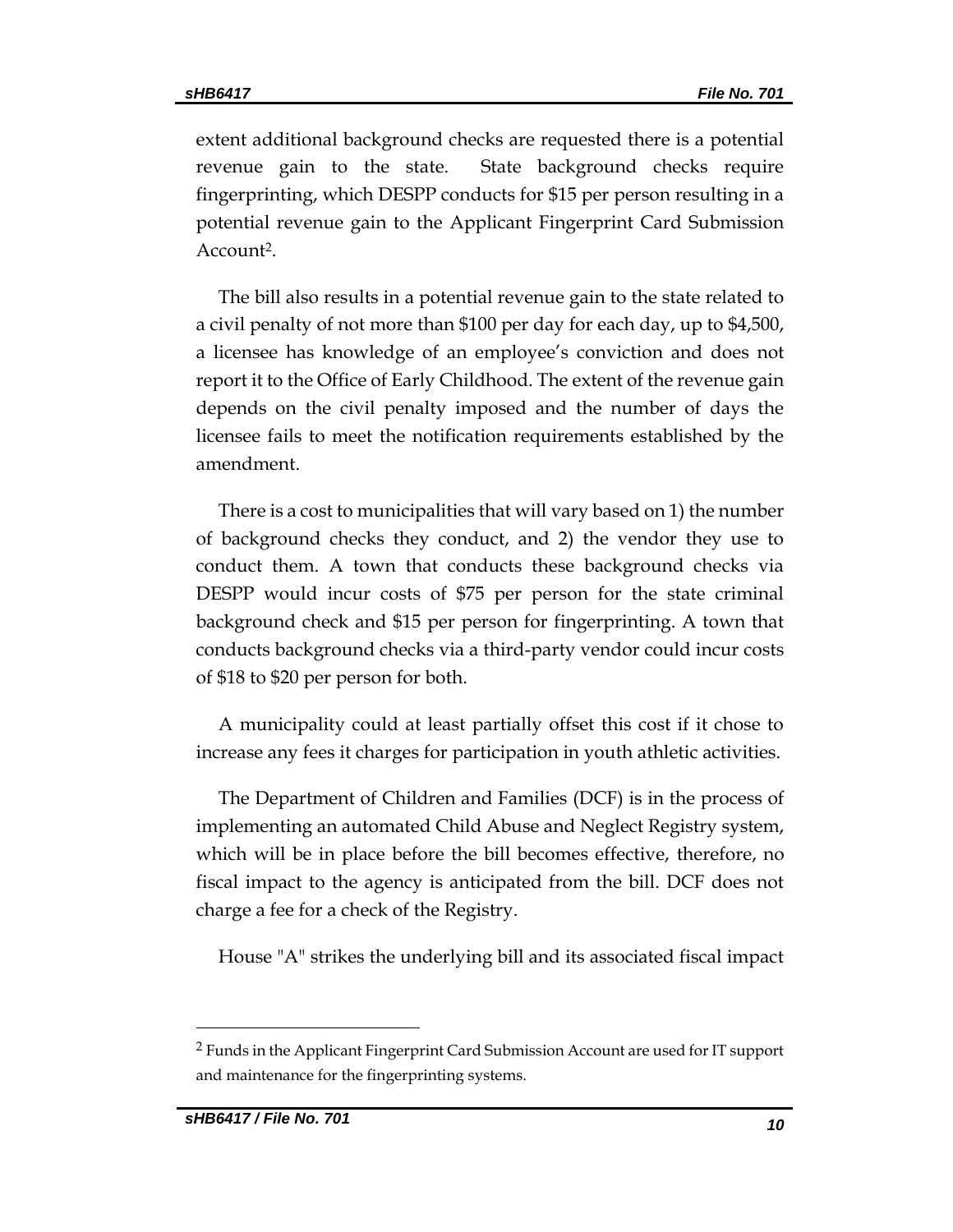extent additional background checks are requested there is a potential revenue gain to the state. State background checks require fingerprinting, which DESPP conducts for $15 per person resulting in a potential revenue gain to the Applicant Fingerprint Card Submission Account[2].

The bill also results in a potential revenue gain to the state related to a civil penalty of not more than $100 per day for each day, up to $4,500, a licensee has knowledge of an employee's conviction and does not report it to the Office of Early Childhood. The extent of the revenue gain depends on the civil penalty imposed and the number of days the licensee fails to meet the notification requirements established by the amendment.

There is a cost to municipalities that will vary based on 1) the number of background checks they conduct, and 2) the vendor they use to conduct them. A town that conducts these background checks via DESPP would incur costs of $75 per person for the state criminal background check and $15 per person for fingerprinting. A town that conducts background checks via a third-party vendor could incur costs of $18 to $20 per person for both.

A municipality could at least partially offset this cost if it chose to increase any fees it charges for participation in youth athletic activities.

The Department of Children and Families (DCF) is in the process of implementing an automated Child Abuse and Neglect Registry system, which will be in place before the bill becomes effective, therefore, no fiscal impact to the agency is anticipated from the bill. DCF does not charge a fee for a check of the Registry.

House "A" strikes the underlying bill and its associated fiscal impact

---

[2] Funds in the Applicant Fingerprint Card Submission Account are used for IT support and maintenance for the fingerprinting systems.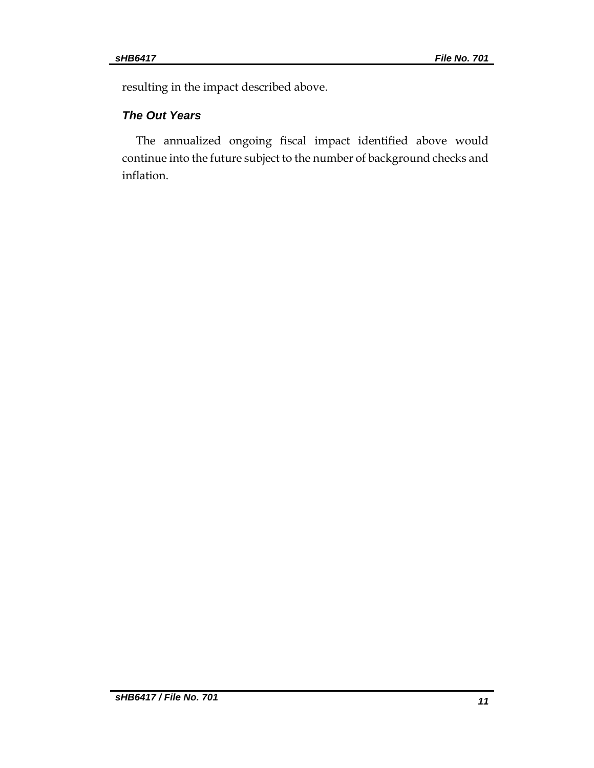resulting in the impact described above.

### *The Out Years*

The annualized ongoing fiscal impact identified above would continue into the future subject to the number of background checks and inflation.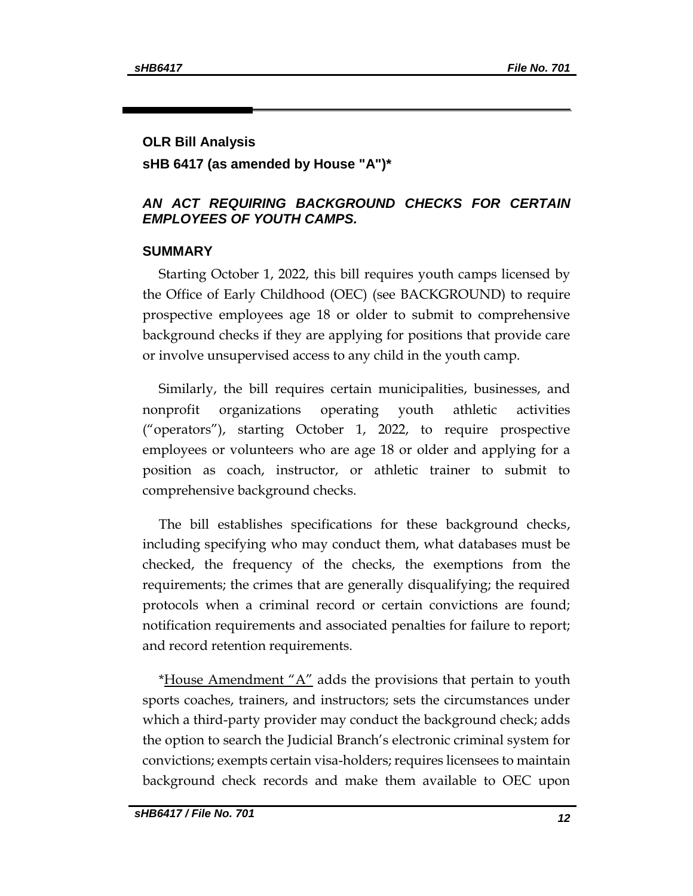## OLR Bill Analysis

**sHB 6417 (as amended by House "A")***

### *AN ACT REQUIRING BACKGROUND CHECKS FOR CERTAIN EMPLOYEES OF YOUTH CAMPS.*

### SUMMARY

Starting October 1, 2022, this bill requires youth camps licensed by the Office of Early Childhood (OEC) (see BACKGROUND) to require prospective employees age 18 or older to submit to comprehensive background checks if they are applying for positions that provide care or involve unsupervised access to any child in the youth camp.

Similarly, the bill requires certain municipalities, businesses, and nonprofit organizations operating youth athletic activities ("operators"), starting October 1, 2022, to require prospective employees or volunteers who are age 18 or older and applying for a position as coach, instructor, or athletic trainer to submit to comprehensive background checks.

The bill establishes specifications for these background checks, including specifying who may conduct them, what databases must be checked, the frequency of the checks, the exemptions from the requirements; the crimes that are generally disqualifying; the required protocols when a criminal record or certain convictions are found; notification requirements and associated penalties for failure to report; and record retention requirements.

*<u>House Amendment "A"</u> adds the provisions that pertain to youth sports coaches, trainers, and instructors; sets the circumstances under which a third-party provider may conduct the background check; adds the option to search the Judicial Branch's electronic criminal system for convictions; exempts certain visa-holders; requires licensees to maintain background check records and make them available to OEC upon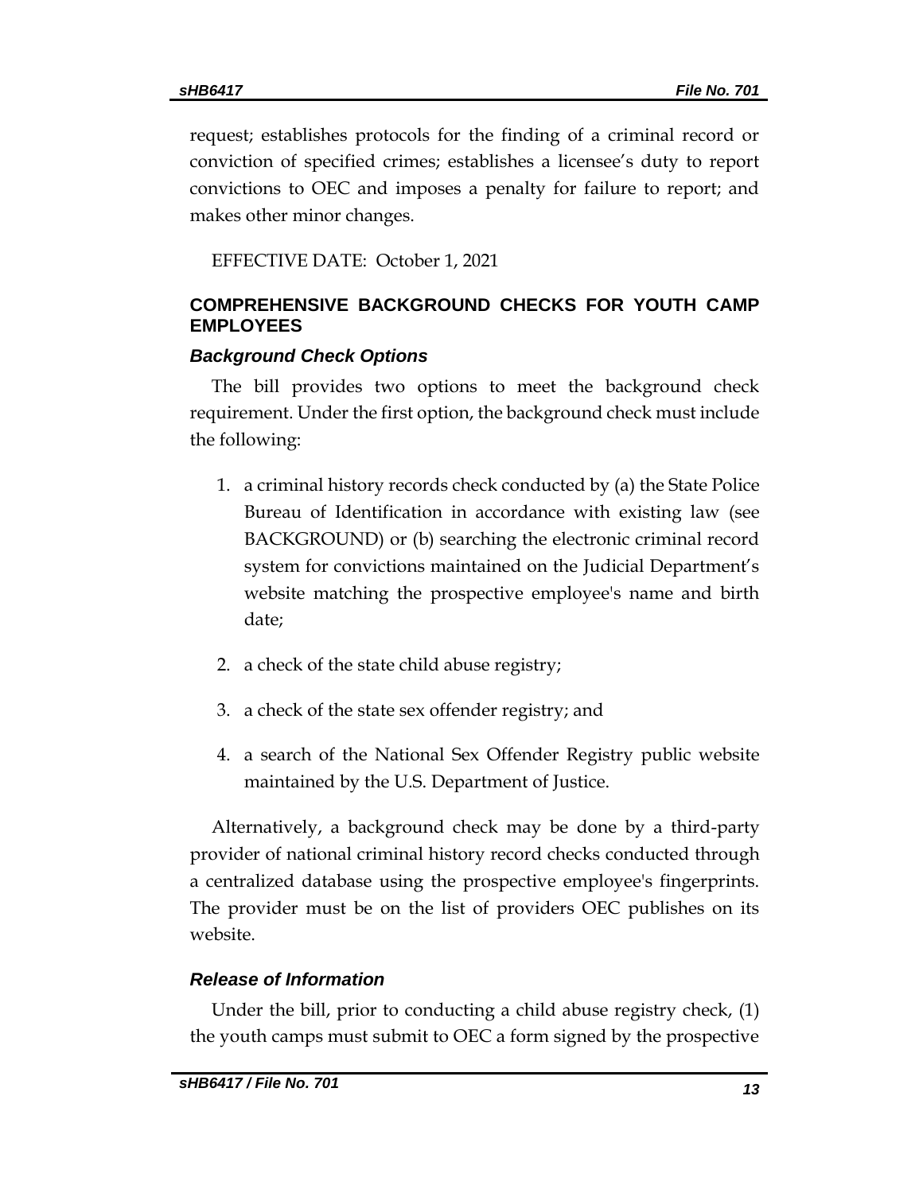request; establishes protocols for the finding of a criminal record or conviction of specified crimes; establishes a licensee's duty to report convictions to OEC and imposes a penalty for failure to report; and makes other minor changes.

EFFECTIVE DATE: October 1, 2021

## COMPREHENSIVE BACKGROUND CHECKS FOR YOUTH CAMP EMPLOYEES

### *Background Check Options*

The bill provides two options to meet the background check requirement. Under the first option, the background check must include the following:

1. a criminal history records check conducted by (a) the State Police Bureau of Identification in accordance with existing law (see BACKGROUND) or (b) searching the electronic criminal record system for convictions maintained on the Judicial Department's website matching the prospective employee's name and birth date;
2. a check of the state child abuse registry;
3. a check of the state sex offender registry; and
4. a search of the National Sex Offender Registry public website maintained by the U.S. Department of Justice.

Alternatively, a background check may be done by a third-party provider of national criminal history record checks conducted through a centralized database using the prospective employee's fingerprints. The provider must be on the list of providers OEC publishes on its website.

### *Release of Information*

Under the bill, prior to conducting a child abuse registry check, (1) the youth camps must submit to OEC a form signed by the prospective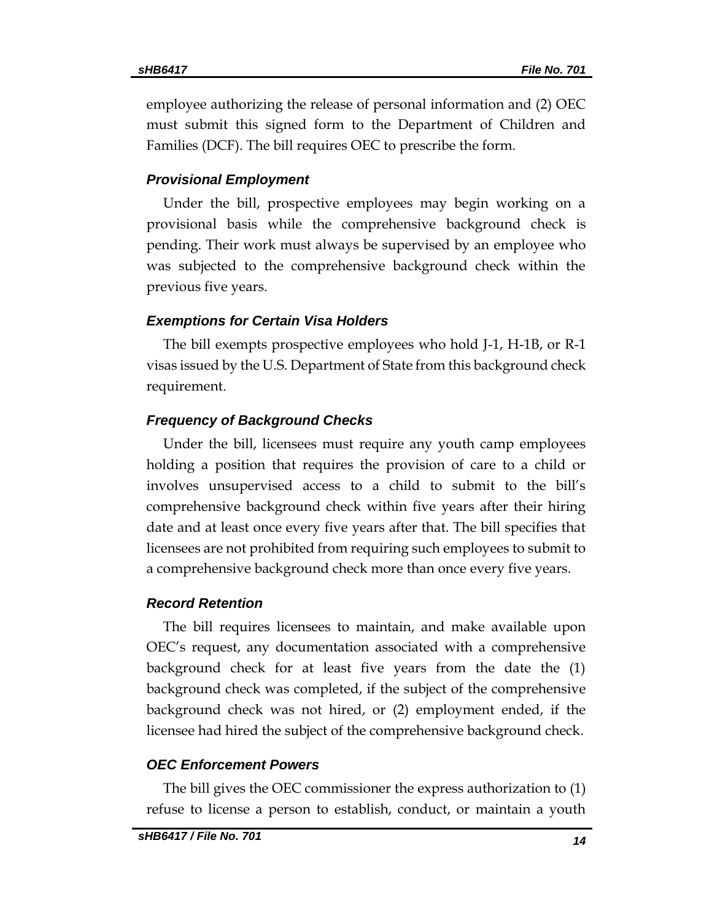employee authorizing the release of personal information and (2) OEC must submit this signed form to the Department of Children and Families (DCF). The bill requires OEC to prescribe the form.

### *Provisional Employment*

Under the bill, prospective employees may begin working on a provisional basis while the comprehensive background check is pending. Their work must always be supervised by an employee who was subjected to the comprehensive background check within the previous five years.

### *Exemptions for Certain Visa Holders*

The bill exempts prospective employees who hold J-1, H-1B, or R-1 visas issued by the U.S. Department of State from this background check requirement.

### *Frequency of Background Checks*

Under the bill, licensees must require any youth camp employees holding a position that requires the provision of care to a child or involves unsupervised access to a child to submit to the bill's comprehensive background check within five years after their hiring date and at least once every five years after that. The bill specifies that licensees are not prohibited from requiring such employees to submit to a comprehensive background check more than once every five years.

### *Record Retention*

The bill requires licensees to maintain, and make available upon OEC's request, any documentation associated with a comprehensive background check for at least five years from the date the (1) background check was completed, if the subject of the comprehensive background check was not hired, or (2) employment ended, if the licensee had hired the subject of the comprehensive background check.

### *OEC Enforcement Powers*

The bill gives the OEC commissioner the express authorization to (1) refuse to license a person to establish, conduct, or maintain a youth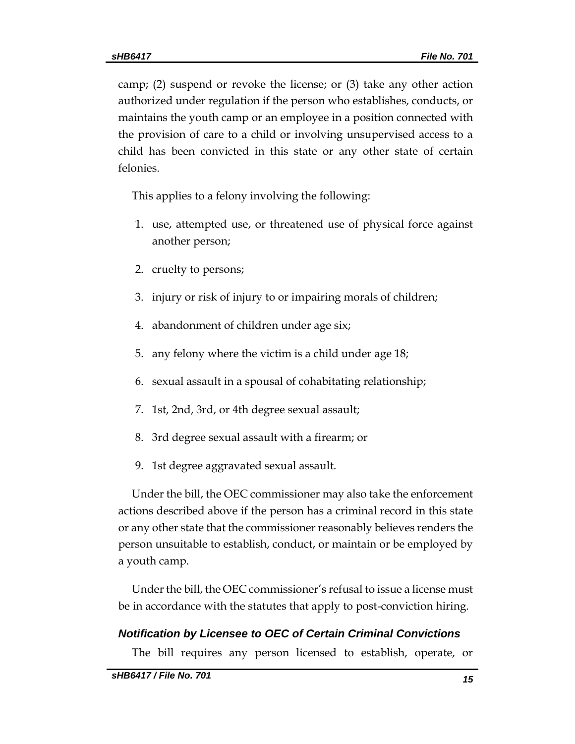camp; (2) suspend or revoke the license; or (3) take any other action authorized under regulation if the person who establishes, conducts, or maintains the youth camp or an employee in a position connected with the provision of care to a child or involving unsupervised access to a child has been convicted in this state or any other state of certain felonies.

This applies to a felony involving the following:

1. use, attempted use, or threatened use of physical force against another person;
2. cruelty to persons;
3. injury or risk of injury to or impairing morals of children;
4. abandonment of children under age six;
5. any felony where the victim is a child under age 18;
6. sexual assault in a spousal of cohabitating relationship;
7. 1st, 2nd, 3rd, or 4th degree sexual assault;
8. 3rd degree sexual assault with a firearm; or
9. 1st degree aggravated sexual assault.

Under the bill, the OEC commissioner may also take the enforcement actions described above if the person has a criminal record in this state or any other state that the commissioner reasonably believes renders the person unsuitable to establish, conduct, or maintain or be employed by a youth camp.

Under the bill, the OEC commissioner's refusal to issue a license must be in accordance with the statutes that apply to post-conviction hiring.

### *Notification by Licensee to OEC of Certain Criminal Convictions*

The bill requires any person licensed to establish, operate, or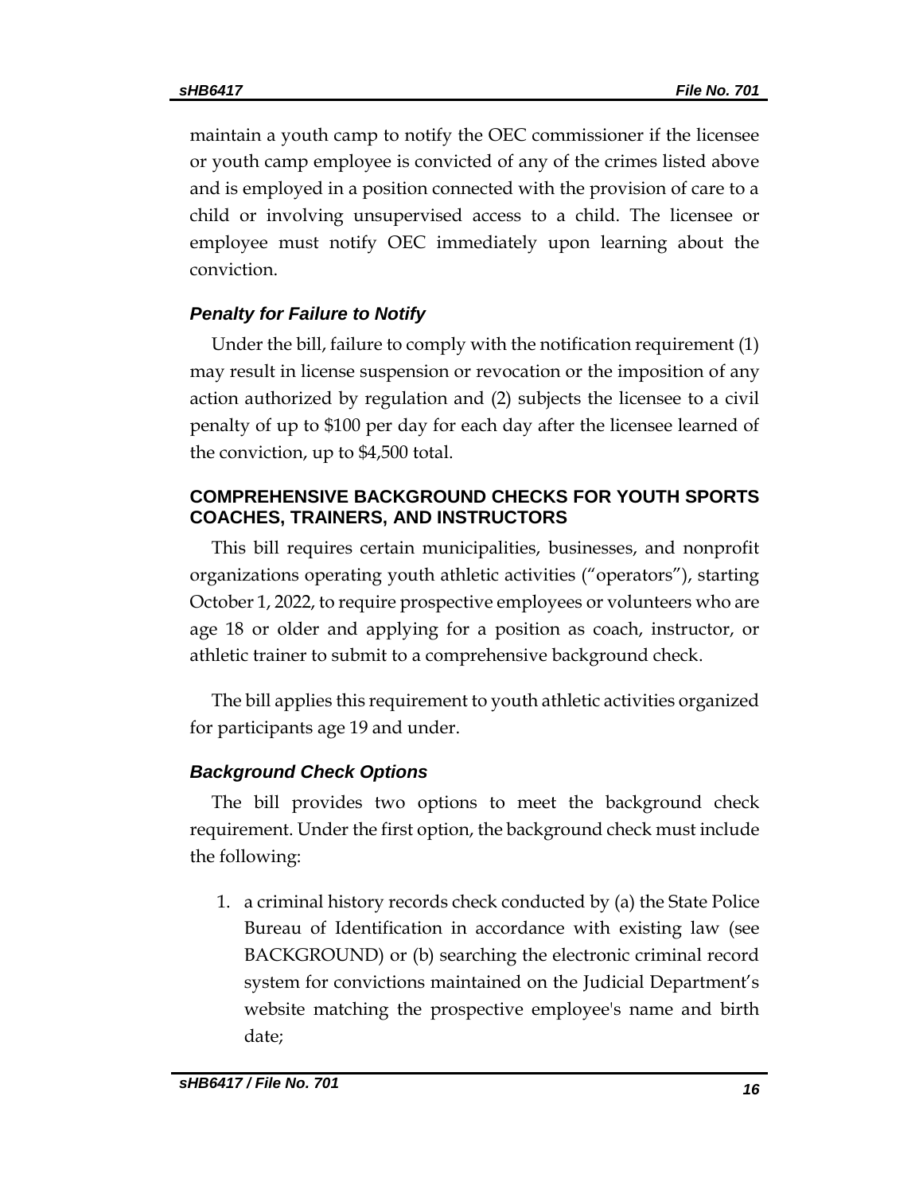maintain a youth camp to notify the OEC commissioner if the licensee or youth camp employee is convicted of any of the crimes listed above and is employed in a position connected with the provision of care to a child or involving unsupervised access to a child. The licensee or employee must notify OEC immediately upon learning about the conviction.

### *Penalty for Failure to Notify*

Under the bill, failure to comply with the notification requirement (1) may result in license suspension or revocation or the imposition of any action authorized by regulation and (2) subjects the licensee to a civil penalty of up to $100 per day for each day after the licensee learned of the conviction, up to $4,500 total.

## COMPREHENSIVE BACKGROUND CHECKS FOR YOUTH SPORTS COACHES, TRAINERS, AND INSTRUCTORS

This bill requires certain municipalities, businesses, and nonprofit organizations operating youth athletic activities ("operators"), starting October 1, 2022, to require prospective employees or volunteers who are age 18 or older and applying for a position as coach, instructor, or athletic trainer to submit to a comprehensive background check.

The bill applies this requirement to youth athletic activities organized for participants age 19 and under.

### *Background Check Options*

The bill provides two options to meet the background check requirement. Under the first option, the background check must include the following:

1. a criminal history records check conducted by (a) the State Police Bureau of Identification in accordance with existing law (see BACKGROUND) or (b) searching the electronic criminal record system for convictions maintained on the Judicial Department's website matching the prospective employee's name and birth date;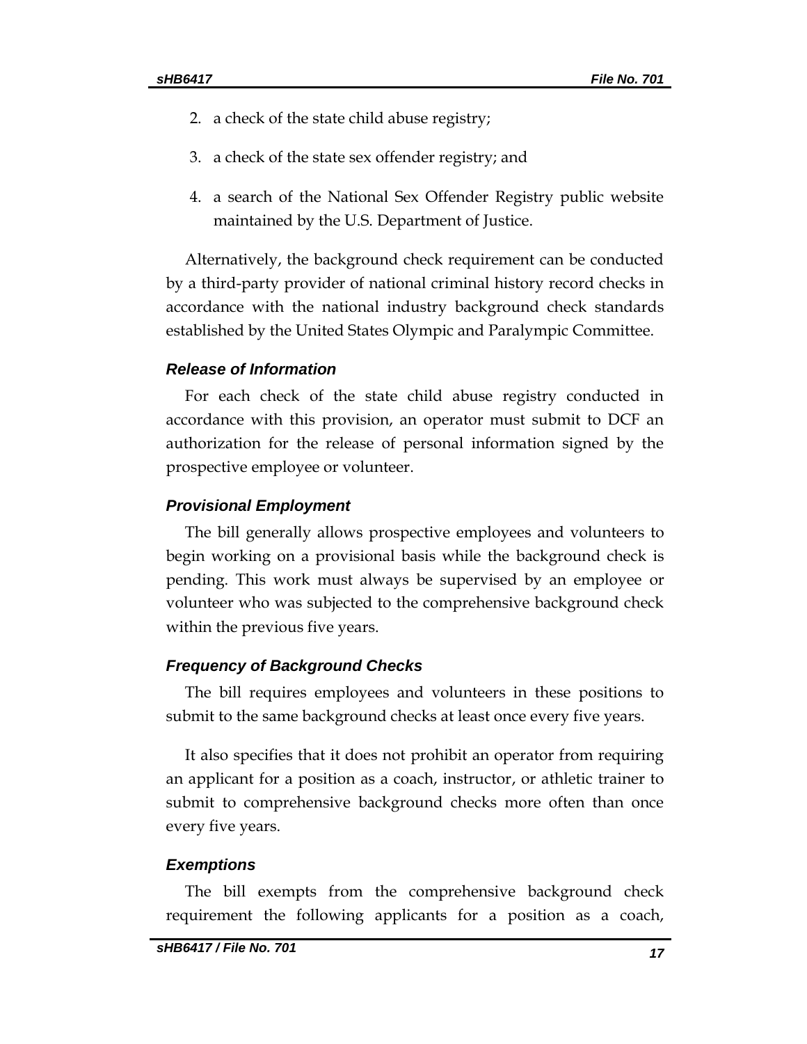2. a check of the state child abuse registry;
3. a check of the state sex offender registry; and
4. a search of the National Sex Offender Registry public website maintained by the U.S. Department of Justice.

Alternatively, the background check requirement can be conducted by a third-party provider of national criminal history record checks in accordance with the national industry background check standards established by the United States Olympic and Paralympic Committee.

### *Release of Information*

For each check of the state child abuse registry conducted in accordance with this provision, an operator must submit to DCF an authorization for the release of personal information signed by the prospective employee or volunteer.

### *Provisional Employment*

The bill generally allows prospective employees and volunteers to begin working on a provisional basis while the background check is pending. This work must always be supervised by an employee or volunteer who was subjected to the comprehensive background check within the previous five years.

### *Frequency of Background Checks*

The bill requires employees and volunteers in these positions to submit to the same background checks at least once every five years.

It also specifies that it does not prohibit an operator from requiring an applicant for a position as a coach, instructor, or athletic trainer to submit to comprehensive background checks more often than once every five years.

### *Exemptions*

The bill exempts from the comprehensive background check requirement the following applicants for a position as a coach,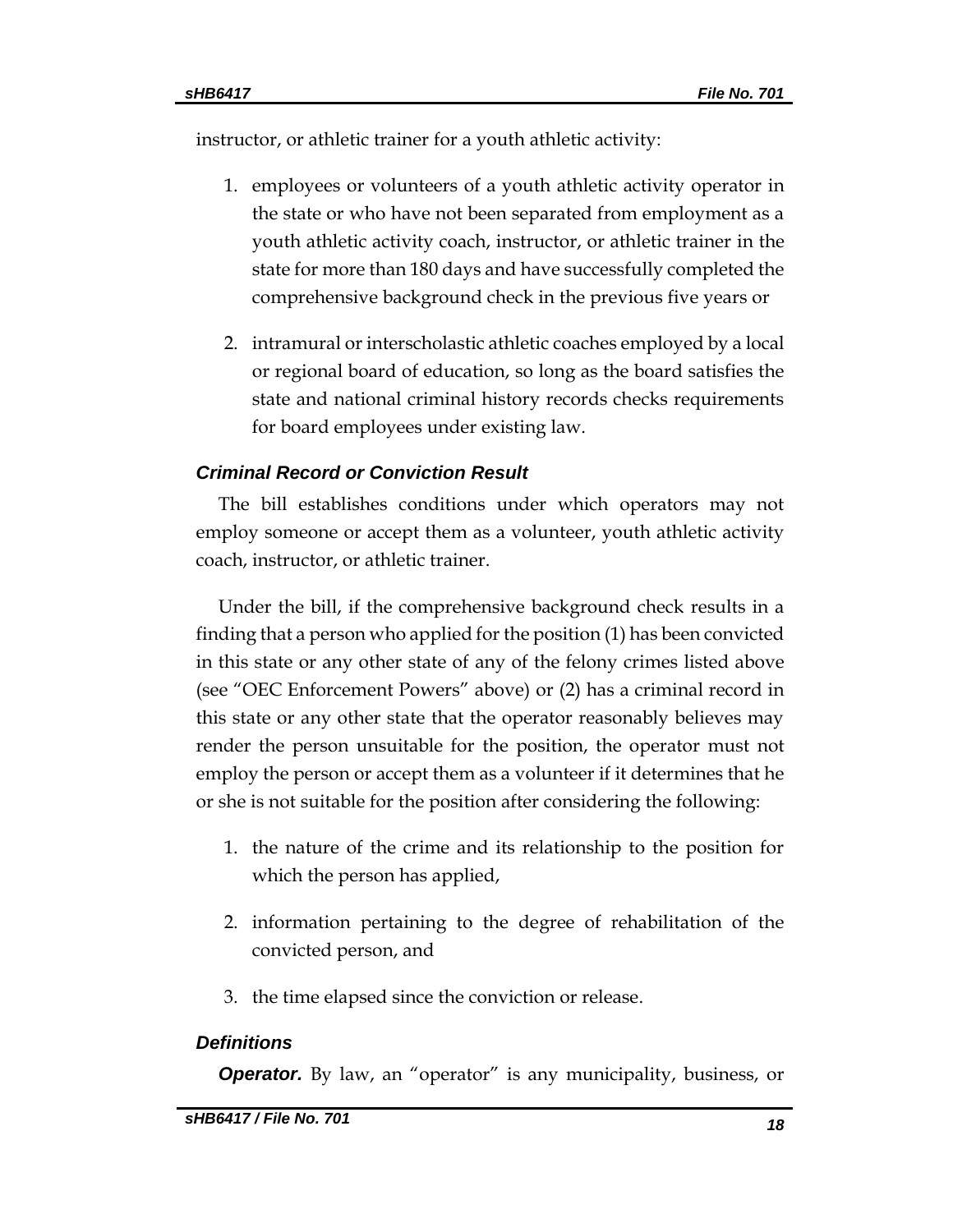instructor, or athletic trainer for a youth athletic activity:

1. employees or volunteers of a youth athletic activity operator in the state or who have not been separated from employment as a youth athletic activity coach, instructor, or athletic trainer in the state for more than 180 days and have successfully completed the comprehensive background check in the previous five years or
2. intramural or interscholastic athletic coaches employed by a local or regional board of education, so long as the board satisfies the state and national criminal history records checks requirements for board employees under existing law.

### *Criminal Record or Conviction Result*

The bill establishes conditions under which operators may not employ someone or accept them as a volunteer, youth athletic activity coach, instructor, or athletic trainer.

Under the bill, if the comprehensive background check results in a finding that a person who applied for the position (1) has been convicted in this state or any other state of any of the felony crimes listed above (see "OEC Enforcement Powers" above) or (2) has a criminal record in this state or any other state that the operator reasonably believes may render the person unsuitable for the position, the operator must not employ the person or accept them as a volunteer if it determines that he or she is not suitable for the position after considering the following:

1. the nature of the crime and its relationship to the position for which the person has applied,
2. information pertaining to the degree of rehabilitation of the convicted person, and
3. the time elapsed since the conviction or release.

### *Definitions*

***Operator.*** By law, an "operator" is any municipality, business, or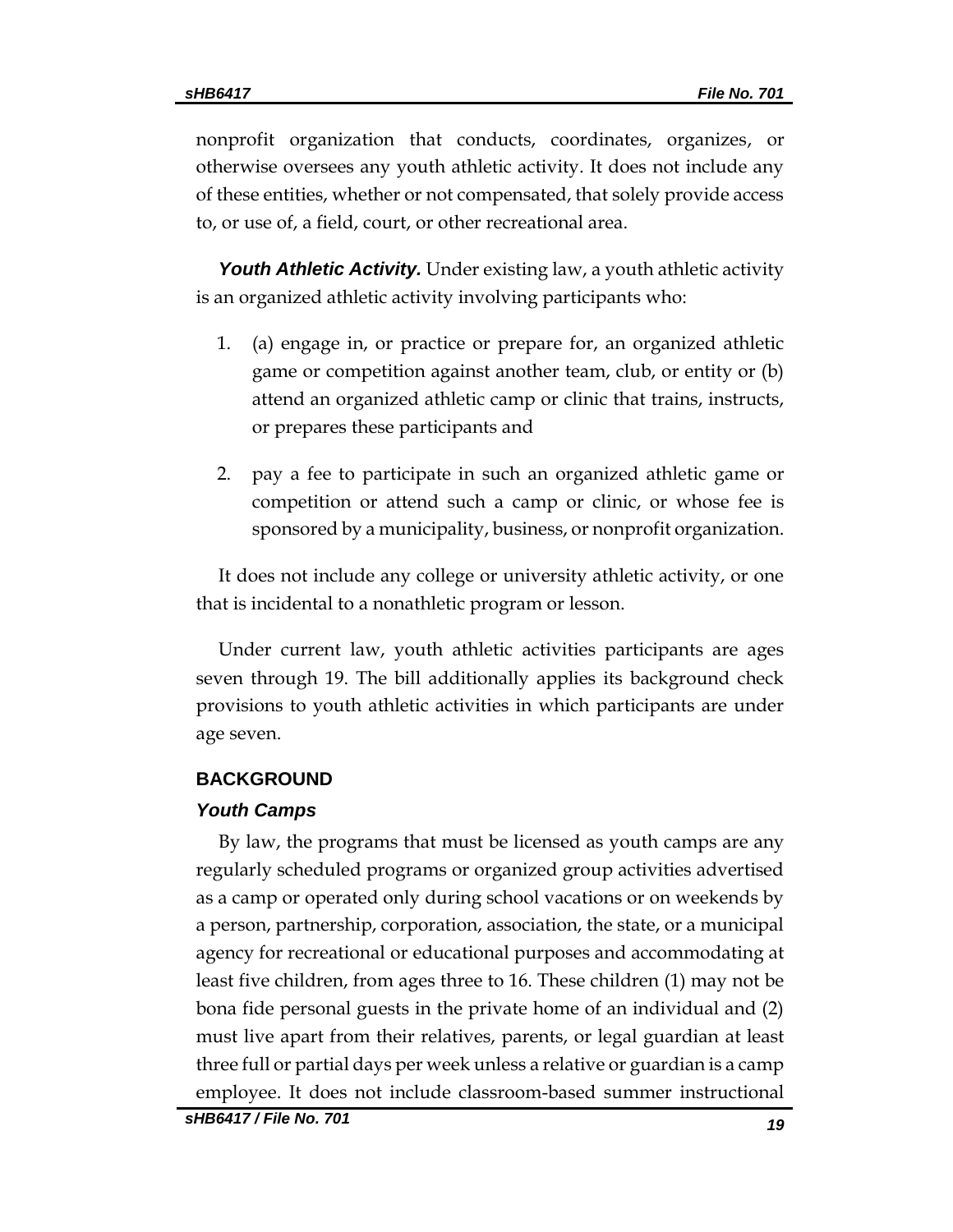nonprofit organization that conducts, coordinates, organizes, or otherwise oversees any youth athletic activity. It does not include any of these entities, whether or not compensated, that solely provide access to, or use of, a field, court, or other recreational area.

***Youth Athletic Activity.*** Under existing law, a youth athletic activity is an organized athletic activity involving participants who:

1. (a) engage in, or practice or prepare for, an organized athletic game or competition against another team, club, or entity or (b) attend an organized athletic camp or clinic that trains, instructs, or prepares these participants and
2. pay a fee to participate in such an organized athletic game or competition or attend such a camp or clinic, or whose fee is sponsored by a municipality, business, or nonprofit organization.

It does not include any college or university athletic activity, or one that is incidental to a nonathletic program or lesson.

Under current law, youth athletic activities participants are ages seven through 19. The bill additionally applies its background check provisions to youth athletic activities in which participants are under age seven.

## BACKGROUND

### *Youth Camps*

By law, the programs that must be licensed as youth camps are any regularly scheduled programs or organized group activities advertised as a camp or operated only during school vacations or on weekends by a person, partnership, corporation, association, the state, or a municipal agency for recreational or educational purposes and accommodating at least five children, from ages three to 16. These children (1) may not be bona fide personal guests in the private home of an individual and (2) must live apart from their relatives, parents, or legal guardian at least three full or partial days per week unless a relative or guardian is a camp employee. It does not include classroom-based summer instructional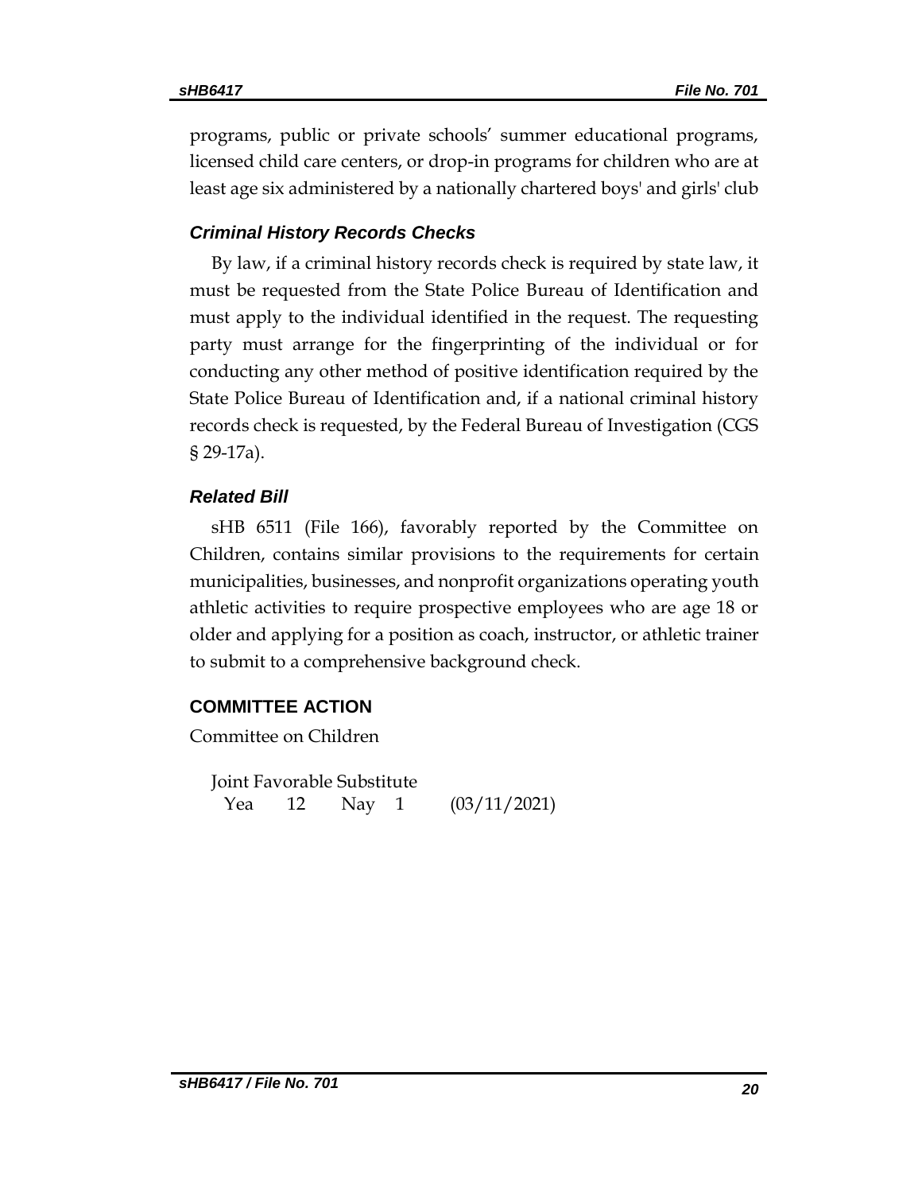programs, public or private schools' summer educational programs, licensed child care centers, or drop-in programs for children who are at least age six administered by a nationally chartered boys' and girls' club

### *Criminal History Records Checks*

By law, if a criminal history records check is required by state law, it must be requested from the State Police Bureau of Identification and must apply to the individual identified in the request. The requesting party must arrange for the fingerprinting of the individual or for conducting any other method of positive identification required by the State Police Bureau of Identification and, if a national criminal history records check is requested, by the Federal Bureau of Investigation (CGS § 29-17a).

### *Related Bill*

sHB 6511 (File 166), favorably reported by the Committee on Children, contains similar provisions to the requirements for certain municipalities, businesses, and nonprofit organizations operating youth athletic activities to require prospective employees who are age 18 or older and applying for a position as coach, instructor, or athletic trainer to submit to a comprehensive background check.

## COMMITTEE ACTION

Committee on Children

Joint Favorable Substitute
Yea 12 Nay 1 (03/11/2021)